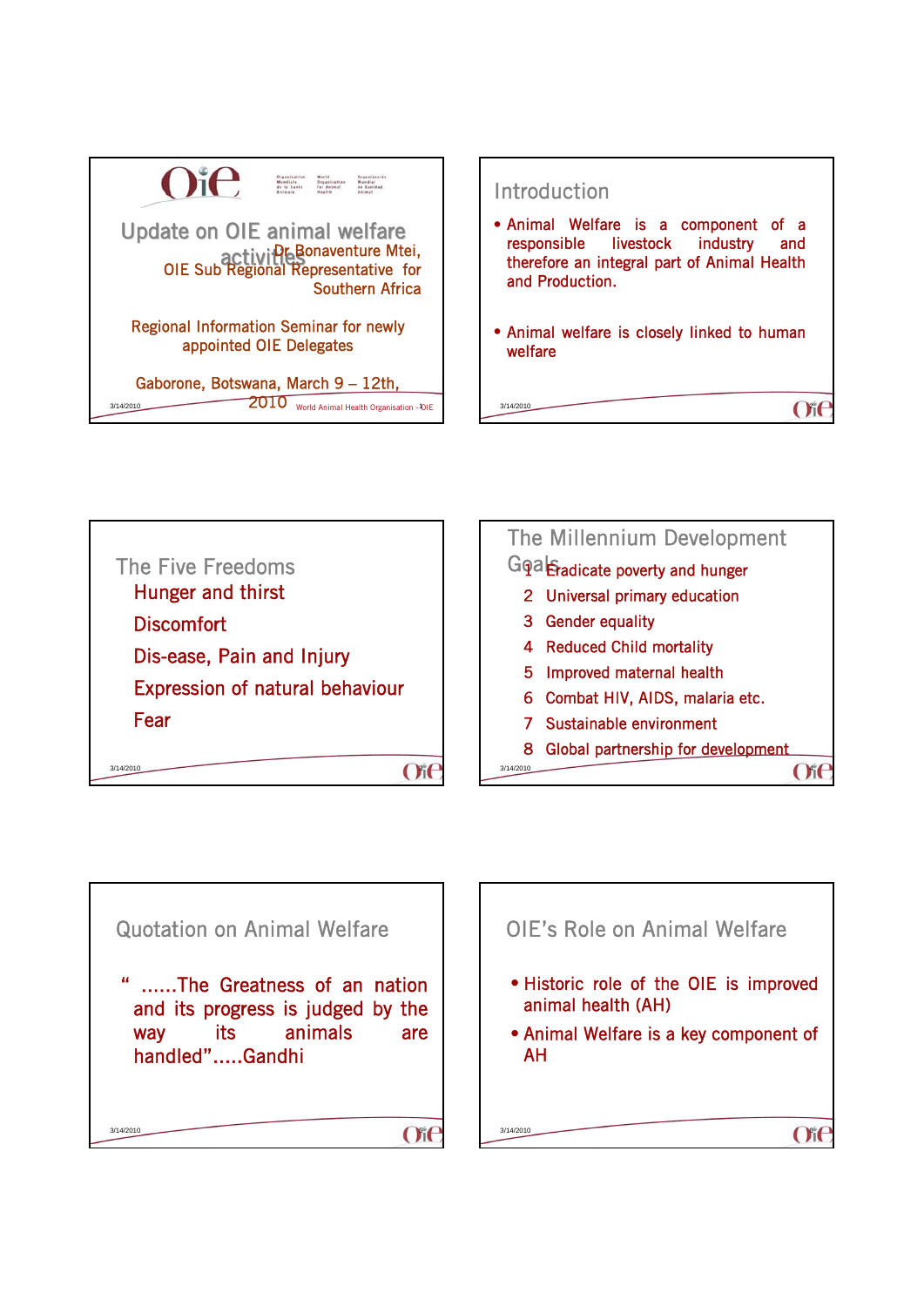# Update on OIE animal welfare activities

Dr Bonaventure Mtei, OIE Sub Regional Representative for Southern Africa

Regional Information Seminar for newly appointed OIE Delegates

Gaborone, Botswana, March 9 – 12th, 2010

## Introduction

- Animal Welfare is a component of a responsible livestock industry and therefore an integral part of Animal Health and Production.
- Animal welfare is closely linked to human welfare

## The Five Freedoms

- Hunger and thirst
- Discomfort
- Dis-ease, Pain and Injury
- Expression of natural behaviour
- Fear

## The Millennium Development Goals

1. Eradicate poverty and hunger
2. Universal primary education
3. Gender equality
4. Reduced Child mortality
5. Improved maternal health
6. Combat HIV, AIDS, malaria etc.
7. Sustainable environment
8. Global partnership for development

## Quotation on Animal Welfare

" ......The Greatness of an nation and its progress is judged by the way its animals are handled".....Gandhi

## OIE's Role on Animal Welfare

- Historic role of the OIE is improved animal health (AH)
- Animal Welfare is a key component of AH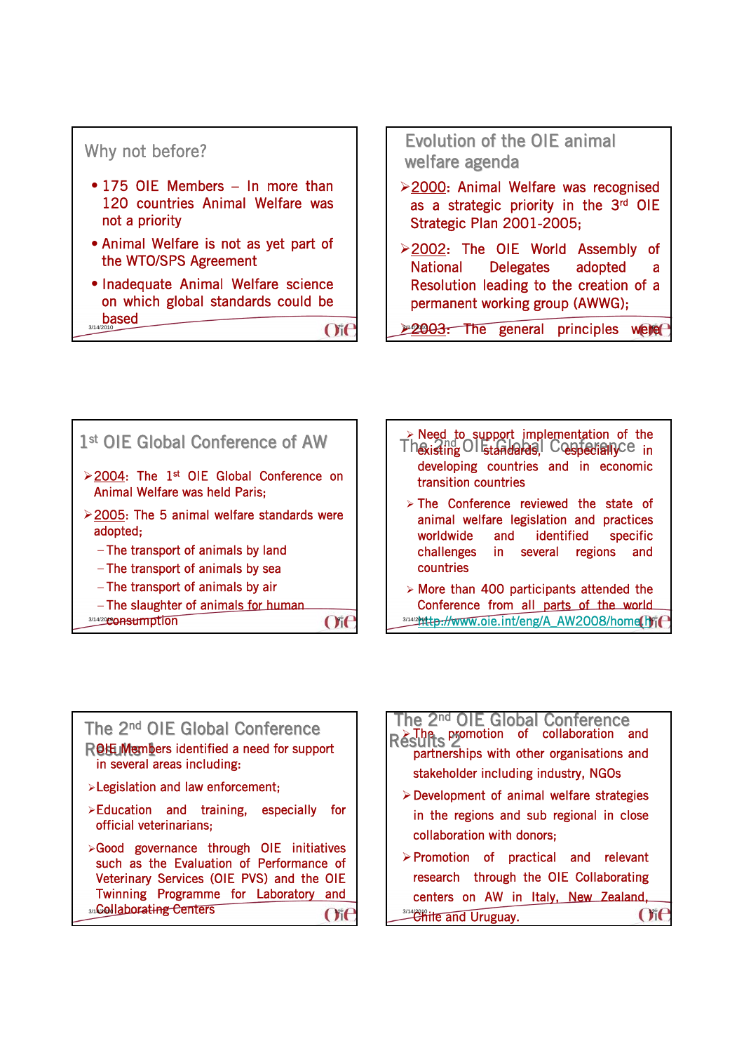## Why not before?

- 175 OIE Members – In more than 120 countries Animal Welfare was not a priority
- Animal Welfare is not as yet part of the WTO/SPS Agreement
- Inadequate Animal Welfare science on which global standards could be based

## Evolution of the OIE animal welfare agenda

- 2000: Animal Welfare was recognised as a strategic priority in the 3rd OIE Strategic Plan 2001-2005;
- 2002: The OIE World Assembly of National Delegates adopted a Resolution leading to the creation of a permanent working group (AWWG);
- 2003: The general principles were

## 1st OIE Global Conference of AW

- 2004: The 1st OIE Global Conference on Animal Welfare was held Paris;
- 2005: The 5 animal welfare standards were adopted;
  - The transport of animals by land
  - The transport of animals by sea
  - The transport of animals by air
  - The slaughter of animals for human consumption

## The 2nd OIE Global Conference

- Need to support implementation of the existing standards, especially in developing countries and in economic transition countries
- The Conference reviewed the state of animal welfare legislation and practices worldwide and identified specific challenges in several regions and countries
- More than 400 participants attended the Conference from all parts of the world

http://www.oie.int/eng/A_AW2008/home.htm

## The 2nd OIE Global Conference Results 1

OIE Members identified a need for support in several areas including:

- Legislation and law enforcement;
- Education and training, especially for official veterinarians;
- Good governance through OIE initiatives such as the Evaluation of Performance of Veterinary Services (OIE PVS) and the OIE Twinning Programme for Laboratory and Collaborating Centers

## The 2nd OIE Global Conference Results 2

- The promotion of collaboration and partnerships with other organisations and stakeholder including industry, NGOs
- Development of animal welfare strategies in the regions and sub regional in close collaboration with donors;
- Promotion of practical and relevant research through the OIE Collaborating centers on AW in Italy, New Zealand, Chile and Uruguay.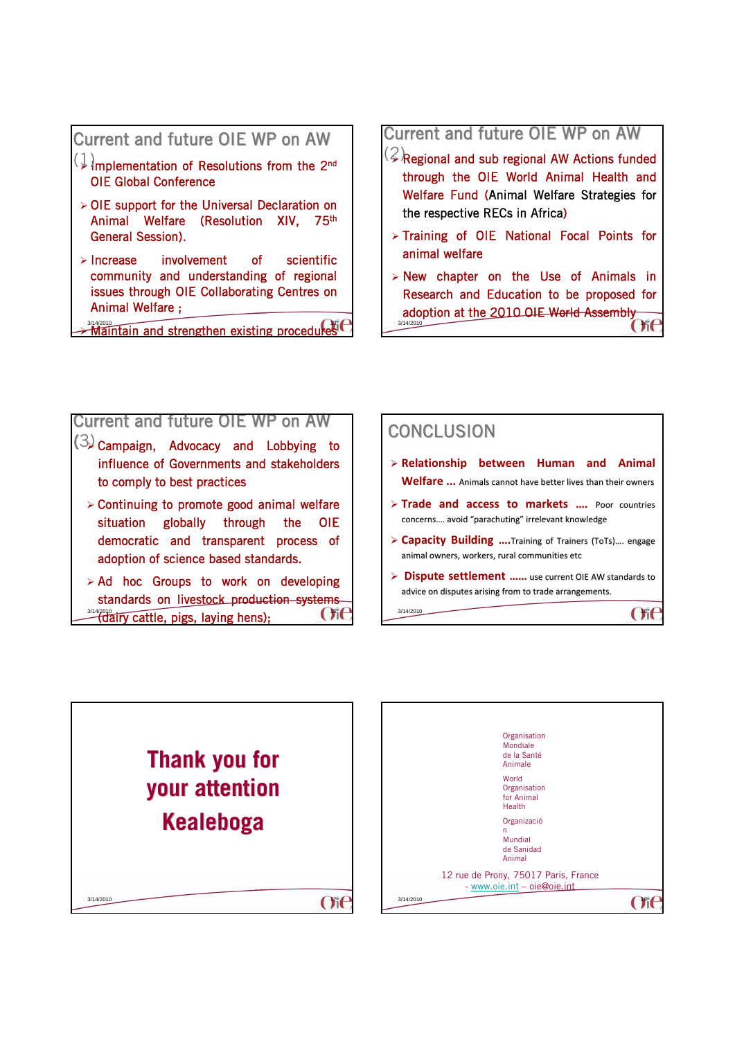## Current and future OIE WP on AW (1)

- Implementation of Resolutions from the 2nd OIE Global Conference
- OIE support for the Universal Declaration on Animal Welfare (Resolution XIV, 75th General Session).
- Increase involvement of scientific community and understanding of regional issues through OIE Collaborating Centres on Animal Welfare ;
- Maintain and strengthen existing procedures

## Current and future OIE WP on AW (2)

- Regional and sub regional AW Actions funded through the OIE World Animal Health and Welfare Fund (Animal Welfare Strategies for the respective RECs in Africa)
- Training of OIE National Focal Points for animal welfare
- New chapter on the Use of Animals in Research and Education to be proposed for adoption at the 2010 OIE World Assembly

## Current and future OIE WP on AW (3)

- Campaign, Advocacy and Lobbying to influence of Governments and stakeholders to comply to best practices
- Continuing to promote good animal welfare situation globally through the OIE democratic and transparent process of adoption of science based standards.
- Ad hoc Groups to work on developing standards on livestock production systems (dairy cattle, pigs, laying hens);

## CONCLUSION

- **Relationship between Human and Animal Welfare ...** Animals cannot have better lives than their owners
- **Trade and access to markets ....** Poor countries concerns…. avoid "parachuting" irrelevant knowledge
- **Capacity Building ....**Training of Trainers (ToTs)…. engage animal owners, workers, rural communities etc
- **Dispute settlement ......** use current OIE AW standards to advice on disputes arising from to trade arrangements.

# Thank you for your attention

# Kealeboga

Organisation Mondiale de la Santé Animale

World Organisation for Animal Health

Organización Mundial de Sanidad Animal

12 rue de Prony, 75017 Paris, France - www.oie.int – oie@oie.int